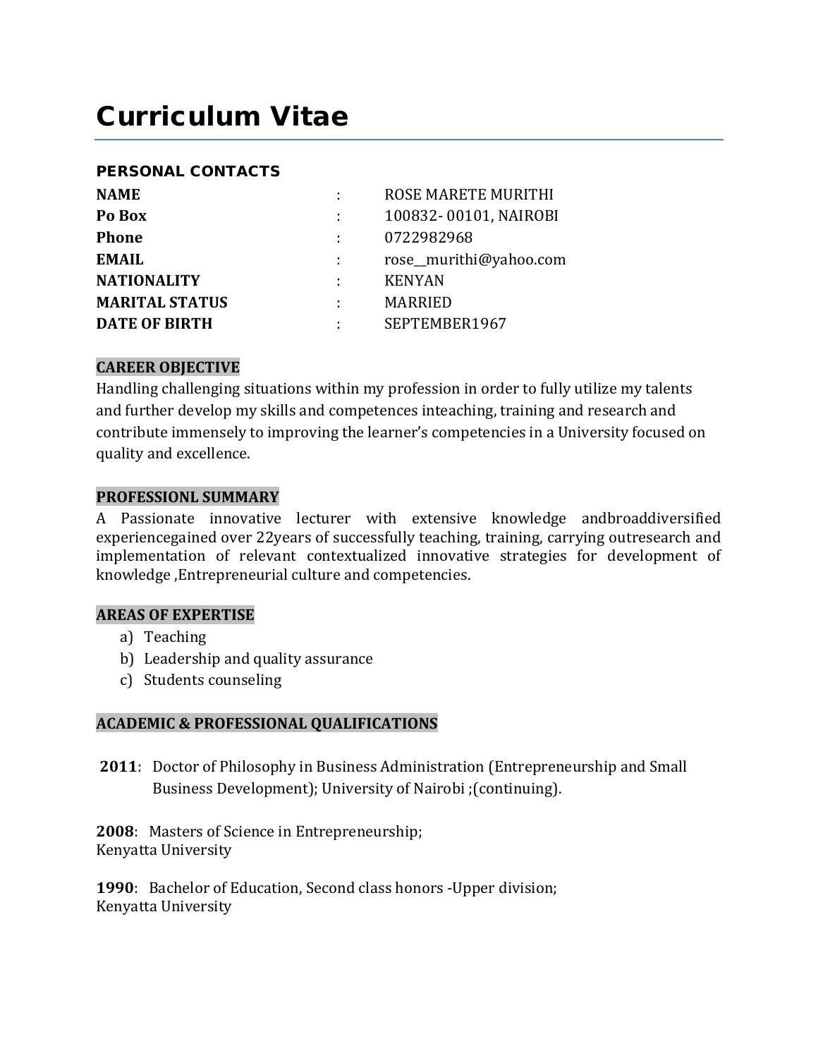# Curriculum Vitae

## PERSONAL CONTACTS

| | | |
|---|---|---|
| **NAME** | : | ROSE MARETE MURITHI |
| **Po Box** | : | 100832- 00101, NAIROBI |
| **Phone** | : | 0722982968 |
| **EMAIL** | : | rose__murithi@yahoo.com |
| **NATIONALITY** | : | KENYAN |
| **MARITAL STATUS** | : | MARRIED |
| **DATE OF BIRTH** | : | SEPTEMBER1967 |

## CAREER OBJECTIVE

Handling challenging situations within my profession in order to fully utilize my talents and further develop my skills and competences inteaching, training and research and contribute immensely to improving the learner's competencies in a University focused on quality and excellence.

## PROFESSIONL SUMMARY

A Passionate innovative lecturer with extensive knowledge andbroaddiversified experiencegained over 22years of successfully teaching, training, carrying outresearch and implementation of relevant contextualized innovative strategies for development of knowledge ,Entrepreneurial culture and competencies.

## AREAS OF EXPERTISE

a) Teaching
b) Leadership and quality assurance
c) Students counseling

## ACADEMIC & PROFESSIONAL QUALIFICATIONS

**2011**: Doctor of Philosophy in Business Administration (Entrepreneurship and Small Business Development); University of Nairobi ;(continuing).

**2008**: Masters of Science in Entrepreneurship;
Kenyatta University

**1990**: Bachelor of Education, Second class honors -Upper division;
Kenyatta University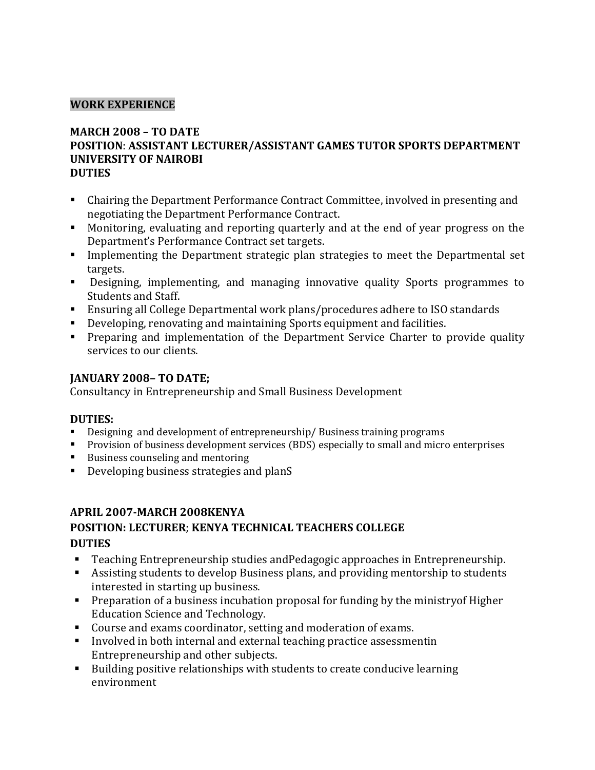## WORK EXPERIENCE

**MARCH 2008 – TO DATE**
**POSITION: ASSISTANT LECTURER/ASSISTANT GAMES TUTOR SPORTS DEPARTMENT UNIVERSITY OF NAIROBI**
**DUTIES**

- Chairing the Department Performance Contract Committee, involved in presenting and negotiating the Department Performance Contract.
- Monitoring, evaluating and reporting quarterly and at the end of year progress on the Department's Performance Contract set targets.
- Implementing the Department strategic plan strategies to meet the Departmental set targets.
- Designing, implementing, and managing innovative quality Sports programmes to Students and Staff.
- Ensuring all College Departmental work plans/procedures adhere to ISO standards
- Developing, renovating and maintaining Sports equipment and facilities.
- Preparing and implementation of the Department Service Charter to provide quality services to our clients.

**JANUARY 2008– TO DATE;**
Consultancy in Entrepreneurship and Small Business Development

**DUTIES:**

- Designing and development of entrepreneurship/ Business training programs
- Provision of business development services (BDS) especially to small and micro enterprises
- Business counseling and mentoring
- Developing business strategies and planS

**APRIL 2007-MARCH 2008KENYA**
**POSITION: LECTURER; KENYA TECHNICAL TEACHERS COLLEGE**
**DUTIES**

- Teaching Entrepreneurship studies andPedagogic approaches in Entrepreneurship.
- Assisting students to develop Business plans, and providing mentorship to students interested in starting up business.
- Preparation of a business incubation proposal for funding by the ministryof Higher Education Science and Technology.
- Course and exams coordinator, setting and moderation of exams.
- Involved in both internal and external teaching practice assessmentin Entrepreneurship and other subjects.
- Building positive relationships with students to create conducive learning environment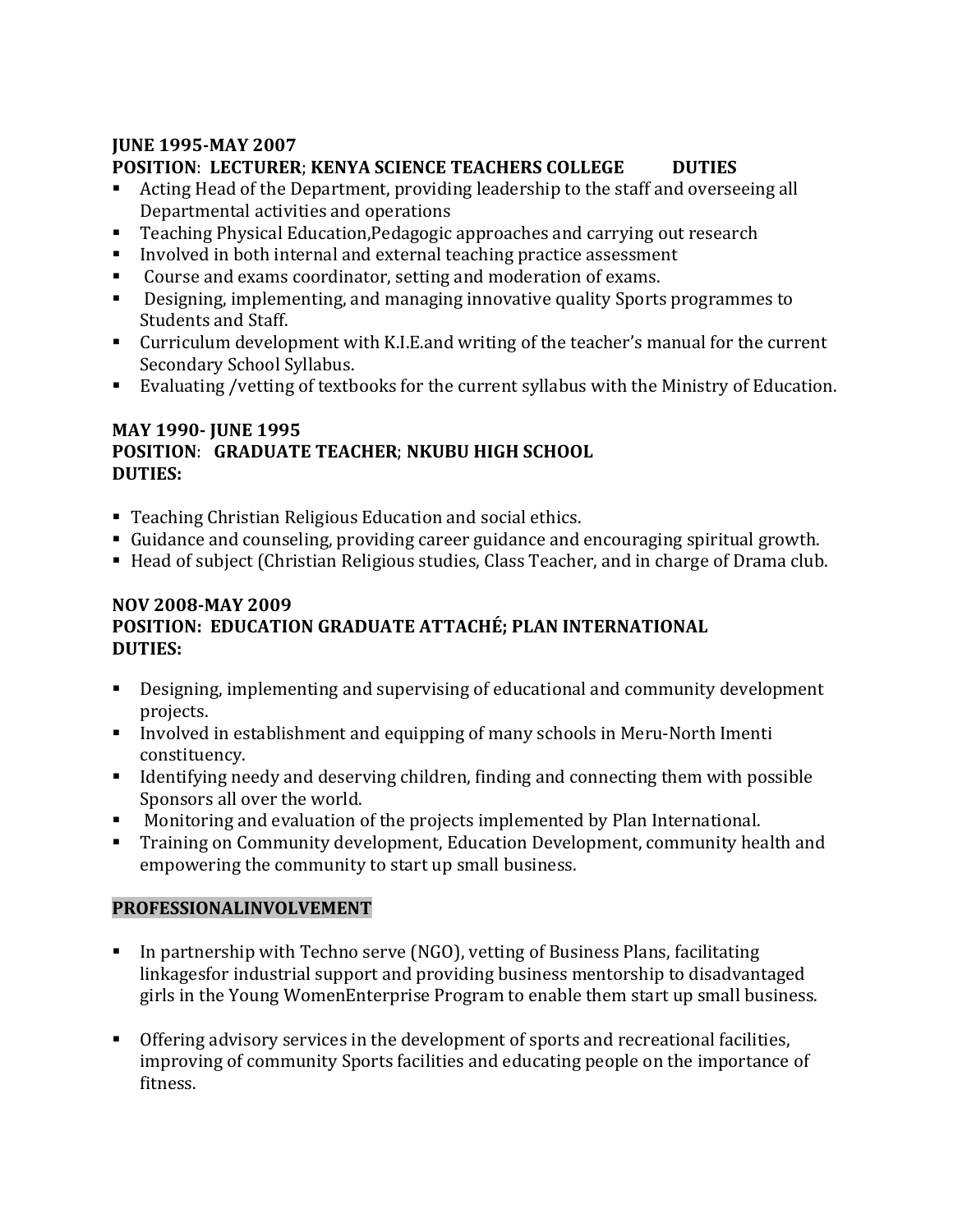**JUNE 1995-MAY 2007**

**POSITION**: **LECTURER**; **KENYA SCIENCE TEACHERS COLLEGE DUTIES**

- Acting Head of the Department, providing leadership to the staff and overseeing all Departmental activities and operations
- Teaching Physical Education,Pedagogic approaches and carrying out research
- Involved in both internal and external teaching practice assessment
- Course and exams coordinator, setting and moderation of exams.
- Designing, implementing, and managing innovative quality Sports programmes to Students and Staff.
- Curriculum development with K.I.E.and writing of the teacher's manual for the current Secondary School Syllabus.
- Evaluating /vetting of textbooks for the current syllabus with the Ministry of Education.

**MAY 1990- JUNE 1995**

**POSITION**: **GRADUATE TEACHER**; **NKUBU HIGH SCHOOL**

**DUTIES:**

- Teaching Christian Religious Education and social ethics.
- Guidance and counseling, providing career guidance and encouraging spiritual growth.
- Head of subject (Christian Religious studies, Class Teacher, and in charge of Drama club.

**NOV 2008-MAY 2009**

**POSITION: EDUCATION GRADUATE ATTACHÉ; PLAN INTERNATIONAL**

**DUTIES:**

- Designing, implementing and supervising of educational and community development projects.
- Involved in establishment and equipping of many schools in Meru-North Imenti constituency.
- Identifying needy and deserving children, finding and connecting them with possible Sponsors all over the world.
- Monitoring and evaluation of the projects implemented by Plan International.
- Training on Community development, Education Development, community health and empowering the community to start up small business.

## PROFESSIONALINVOLVEMENT

- In partnership with Techno serve (NGO), vetting of Business Plans, facilitating linkagesfor industrial support and providing business mentorship to disadvantaged girls in the Young WomenEnterprise Program to enable them start up small business.

- Offering advisory services in the development of sports and recreational facilities, improving of community Sports facilities and educating people on the importance of fitness.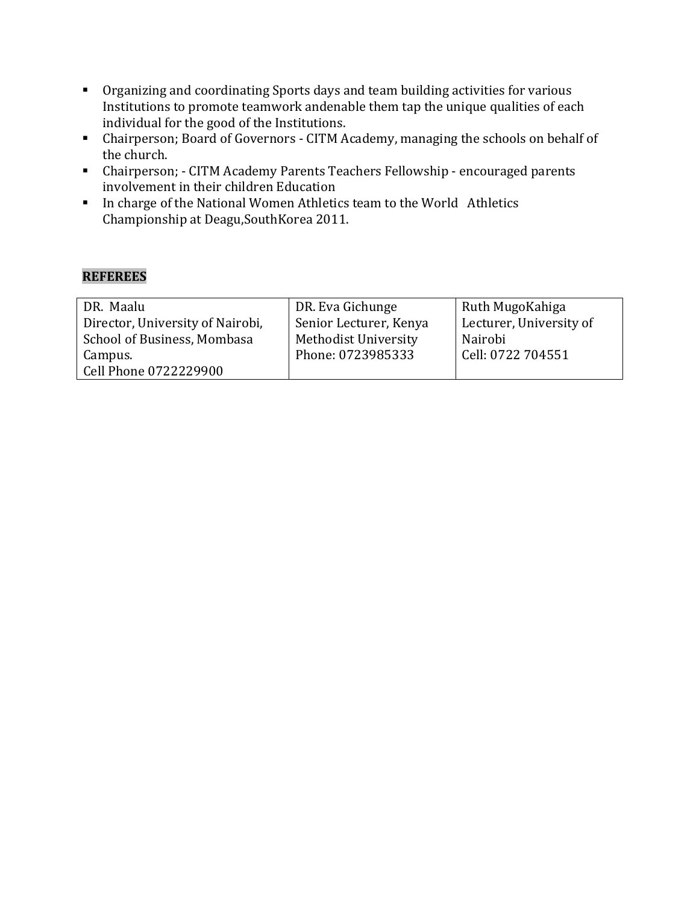- Organizing and coordinating Sports days and team building activities for various Institutions to promote teamwork andenable them tap the unique qualities of each individual for the good of the Institutions.
- Chairperson; Board of Governors - CITM Academy, managing the schools on behalf of the church.
- Chairperson; - CITM Academy Parents Teachers Fellowship - encouraged parents involvement in their children Education
- In charge of the National Women Athletics team to the World Athletics Championship at Deagu,SouthKorea 2011.

**REFEREES**

| | | |
|---|---|---|
| DR. Maalu<br>Director, University of Nairobi, School of Business, Mombasa Campus.<br>Cell Phone 0722229900 | DR. Eva Gichunge<br>Senior Lecturer, Kenya Methodist University<br>Phone: 0723985333 | Ruth MugoKahiga<br>Lecturer, University of Nairobi<br>Cell: 0722 704551 |